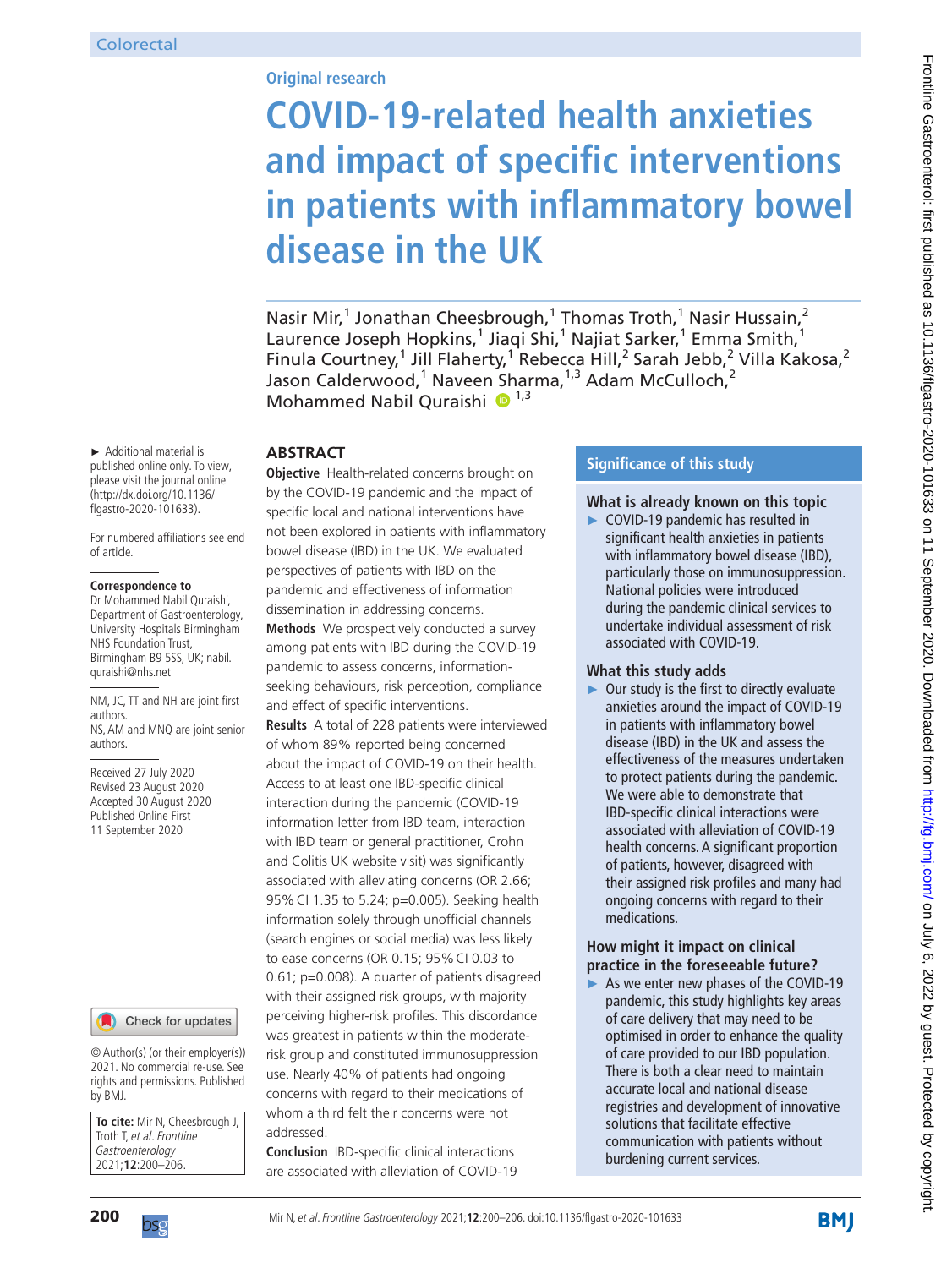Colorectal

Original research

# COVID-19-related health anxieties and impact of specific interventions in patients with inflammatory bowel disease in the UK

Nasir Mir,[1] Jonathan Cheesbrough,[1] Thomas Troth,[1] Nasir Hussain,[2] Laurence Joseph Hopkins,[1] Jiaqi Shi,[1] Najiat Sarker,[1] Emma Smith,[1] Finula Courtney,[1] Jill Flaherty,[1] Rebecca Hill,[2] Sarah Jebb,[2] Villa Kakosa,[2] Jason Calderwood,[1] Naveen Sharma,[1,3] Adam McCulloch,[2] Mohammed Nabil Quraishi [1,3]

► Additional material is published online only. To view, please visit the journal online (http://dx.doi.org/10.1136/flgastro-2020-101633).

For numbered affiliations see end of article.

**Correspondence to**
Dr Mohammed Nabil Quraishi, Department of Gastroenterology, University Hospitals Birmingham NHS Foundation Trust, Birmingham B9 5SS, UK; nabil.quraishi@nhs.net

NM, JC, TT and NH are joint first authors.
NS, AM and MNQ are joint senior authors.

Received 27 July 2020
Revised 23 August 2020
Accepted 30 August 2020
Published Online First 11 September 2020

© Author(s) (or their employer(s)) 2021. No commercial re-use. See rights and permissions. Published by BMJ.

**To cite:** Mir N, Cheesbrough J, Troth T, *et al*. *Frontline Gastroenterology* 2021;**12**:200–206.

## ABSTRACT

**Objective** Health-related concerns brought on by the COVID-19 pandemic and the impact of specific local and national interventions have not been explored in patients with inflammatory bowel disease (IBD) in the UK. We evaluated perspectives of patients with IBD on the pandemic and effectiveness of information dissemination in addressing concerns.

**Methods** We prospectively conducted a survey among patients with IBD during the COVID-19 pandemic to assess concerns, information-seeking behaviours, risk perception, compliance and effect of specific interventions.

**Results** A total of 228 patients were interviewed of whom 89% reported being concerned about the impact of COVID-19 on their health. Access to at least one IBD-specific clinical interaction during the pandemic (COVID-19 information letter from IBD team, interaction with IBD team or general practitioner, Crohn and Colitis UK website visit) was significantly associated with alleviating concerns (OR 2.66; 95% CI 1.35 to 5.24; p=0.005). Seeking health information solely through unofficial channels (search engines or social media) was less likely to ease concerns (OR 0.15; 95% CI 0.03 to 0.61; p=0.008). A quarter of patients disagreed with their assigned risk groups, with majority perceiving higher-risk profiles. This discordance was greatest in patients within the moderate-risk group and constituted immunosuppression use. Nearly 40% of patients had ongoing concerns with regard to their medications of whom a third felt their concerns were not addressed.

**Conclusion** IBD-specific clinical interactions are associated with alleviation of COVID-19

## Significance of this study

### What is already known on this topic

► COVID-19 pandemic has resulted in significant health anxieties in patients with inflammatory bowel disease (IBD), particularly those on immunosuppression. National policies were introduced during the pandemic clinical services to undertake individual assessment of risk associated with COVID-19.

### What this study adds

► Our study is the first to directly evaluate anxieties around the impact of COVID-19 in patients with inflammatory bowel disease (IBD) in the UK and assess the effectiveness of the measures undertaken to protect patients during the pandemic. We were able to demonstrate that IBD-specific clinical interactions were associated with alleviation of COVID-19 health concerns. A significant proportion of patients, however, disagreed with their assigned risk profiles and many had ongoing concerns with regard to their medications.

### How might it impact on clinical practice in the foreseeable future?

► As we enter new phases of the COVID-19 pandemic, this study highlights key areas of care delivery that may need to be optimised in order to enhance the quality of care provided to our IBD population. There is both a clear need to maintain accurate local and national disease registries and development of innovative solutions that facilitate effective communication with patients without burdening current services.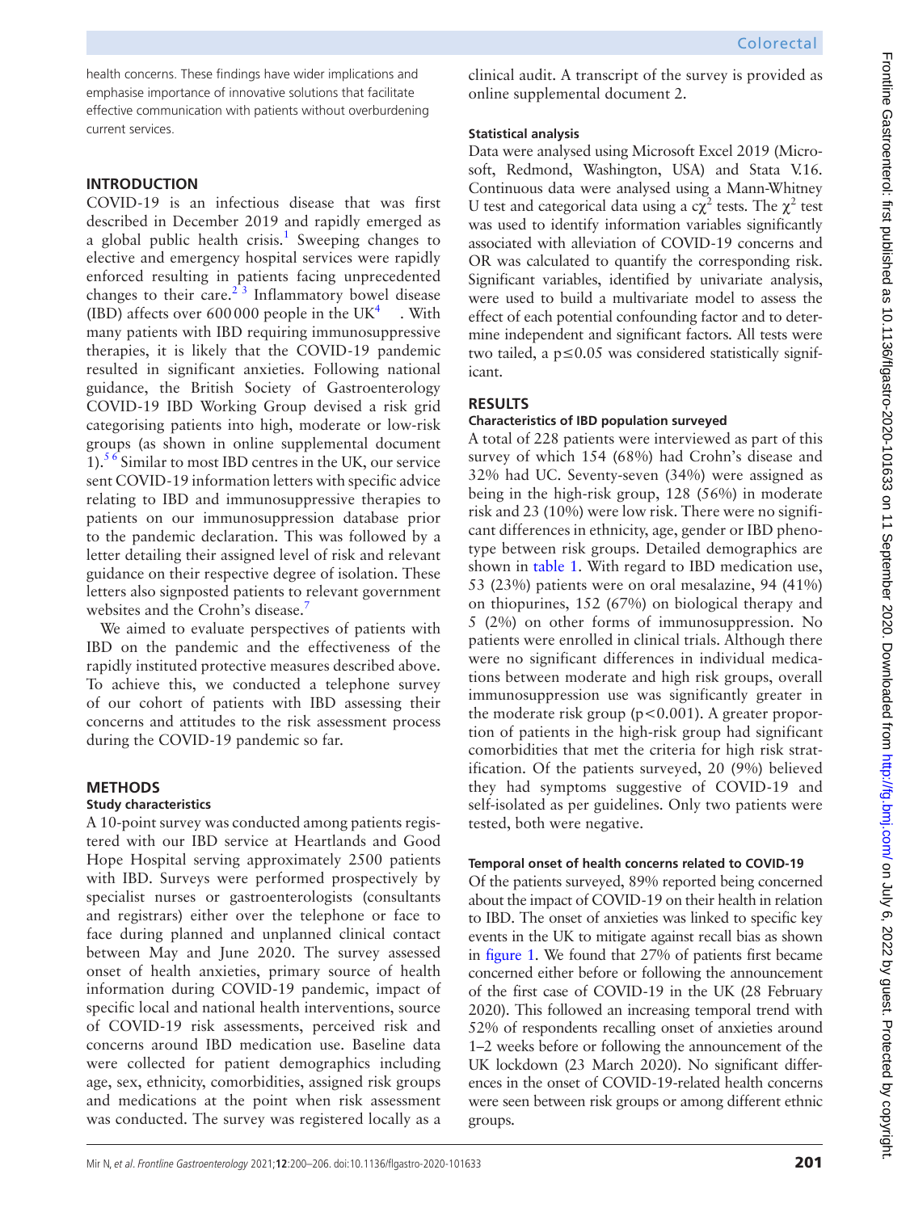health concerns. These findings have wider implications and emphasise importance of innovative solutions that facilitate effective communication with patients without overburdening current services.

## INTRODUCTION

COVID-19 is an infectious disease that was first described in December 2019 and rapidly emerged as a global public health crisis.[1] Sweeping changes to elective and emergency hospital services were rapidly enforced resulting in patients facing unprecedented changes to their care.[2 3] Inflammatory bowel disease (IBD) affects over 600 000 people in the UK[4]. With many patients with IBD requiring immunosuppressive therapies, it is likely that the COVID-19 pandemic resulted in significant anxieties. Following national guidance, the British Society of Gastroenterology COVID-19 IBD Working Group devised a risk grid categorising patients into high, moderate or low-risk groups (as shown in online supplemental document 1).[5 6] Similar to most IBD centres in the UK, our service sent COVID-19 information letters with specific advice relating to IBD and immunosuppressive therapies to patients on our immunosuppression database prior to the pandemic declaration. This was followed by a letter detailing their assigned level of risk and relevant guidance on their respective degree of isolation. These letters also signposted patients to relevant government websites and the Crohn's disease.[7]

We aimed to evaluate perspectives of patients with IBD on the pandemic and the effectiveness of the rapidly instituted protective measures described above. To achieve this, we conducted a telephone survey of our cohort of patients with IBD assessing their concerns and attitudes to the risk assessment process during the COVID-19 pandemic so far.

## METHODS

### Study characteristics

A 10-point survey was conducted among patients registered with our IBD service at Heartlands and Good Hope Hospital serving approximately 2500 patients with IBD. Surveys were performed prospectively by specialist nurses or gastroenterologists (consultants and registrars) either over the telephone or face to face during planned and unplanned clinical contact between May and June 2020. The survey assessed onset of health anxieties, primary source of health information during COVID-19 pandemic, impact of specific local and national health interventions, source of COVID-19 risk assessments, perceived risk and concerns around IBD medication use. Baseline data were collected for patient demographics including age, sex, ethnicity, comorbidities, assigned risk groups and medications at the point when risk assessment was conducted. The survey was registered locally as a clinical audit. A transcript of the survey is provided as online supplemental document 2.

### Statistical analysis

Data were analysed using Microsoft Excel 2019 (Microsoft, Redmond, Washington, USA) and Stata V.16. Continuous data were analysed using a Mann-Whitney U test and categorical data using a c$\chi^2$ tests. The $\chi^2$ test was used to identify information variables significantly associated with alleviation of COVID-19 concerns and OR was calculated to quantify the corresponding risk. Significant variables, identified by univariate analysis, were used to build a multivariate model to assess the effect of each potential confounding factor and to determine independent and significant factors. All tests were two tailed, a $p \leq 0.05$ was considered statistically significant.

## RESULTS

### Characteristics of IBD population surveyed

A total of 228 patients were interviewed as part of this survey of which 154 (68%) had Crohn's disease and 32% had UC. Seventy-seven (34%) were assigned as being in the high-risk group, 128 (56%) in moderate risk and 23 (10%) were low risk. There were no significant differences in ethnicity, age, gender or IBD phenotype between risk groups. Detailed demographics are shown in table 1. With regard to IBD medication use, 53 (23%) patients were on oral mesalazine, 94 (41%) on thiopurines, 152 (67%) on biological therapy and 5 (2%) on other forms of immunosuppression. No patients were enrolled in clinical trials. Although there were no significant differences in individual medications between moderate and high risk groups, overall immunosuppression use was significantly greater in the moderate risk group ($p<0.001$). A greater proportion of patients in the high-risk group had significant comorbidities that met the criteria for high risk stratification. Of the patients surveyed, 20 (9%) believed they had symptoms suggestive of COVID-19 and self-isolated as per guidelines. Only two patients were tested, both were negative.

### Temporal onset of health concerns related to COVID-19

Of the patients surveyed, 89% reported being concerned about the impact of COVID-19 on their health in relation to IBD. The onset of anxieties was linked to specific key events in the UK to mitigate against recall bias as shown in figure 1. We found that 27% of patients first became concerned either before or following the announcement of the first case of COVID-19 in the UK (28 February 2020). This followed an increasing temporal trend with 52% of respondents recalling onset of anxieties around 1–2 weeks before or following the announcement of the UK lockdown (23 March 2020). No significant differences in the onset of COVID-19-related health concerns were seen between risk groups or among different ethnic groups.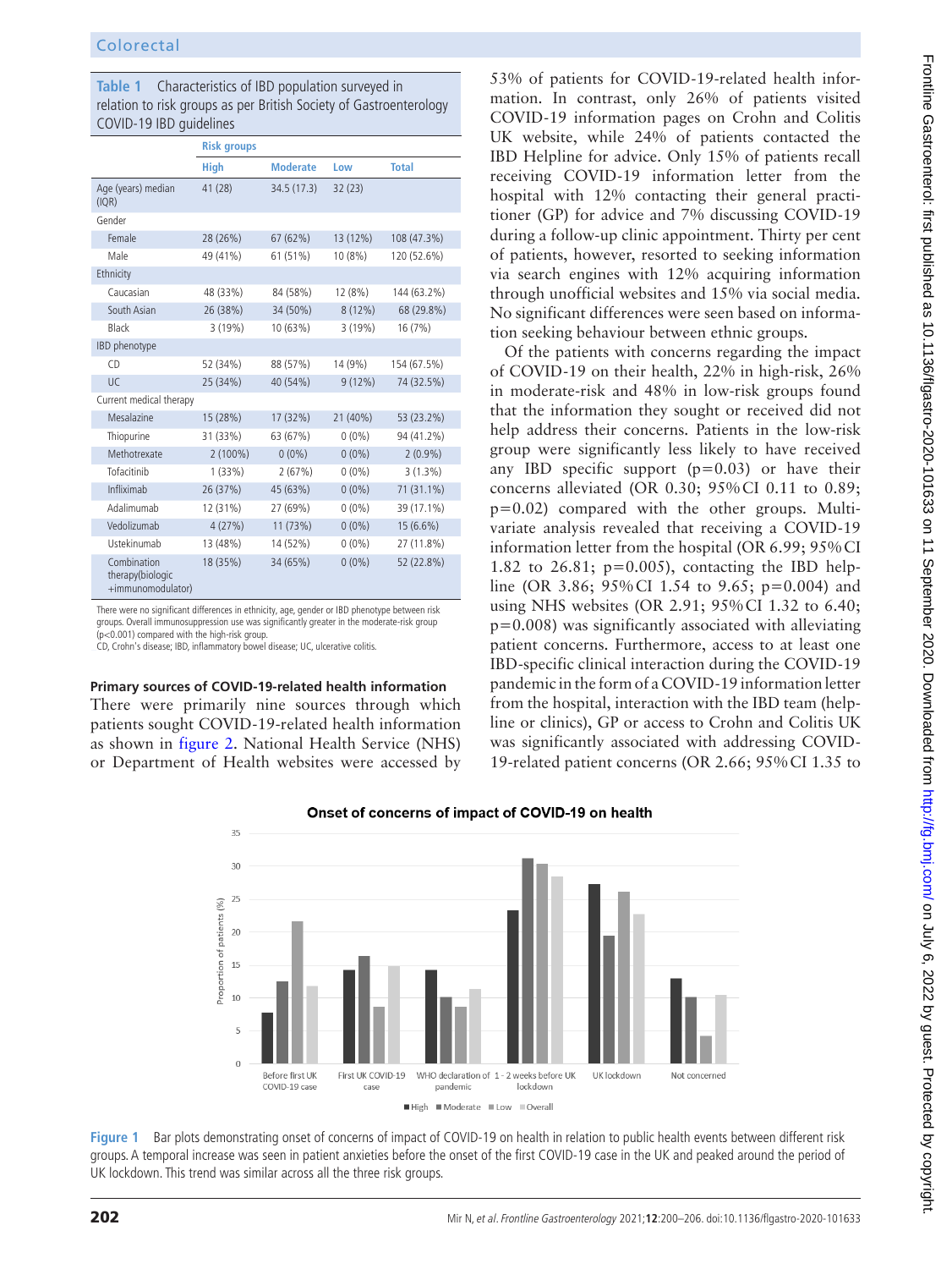**Table 1** Characteristics of IBD population surveyed in relation to risk groups as per British Society of Gastroenterology COVID-19 IBD guidelines

| | Risk groups | | | |
|---|---|---|---|---|
| | High | Moderate | Low | Total |
| Age (years) median (IQR) | 41 (28) | 34.5 (17.3) | 32 (23) | |
| Gender | | | | |
| Female | 28 (26%) | 67 (62%) | 13 (12%) | 108 (47.3%) |
| Male | 49 (41%) | 61 (51%) | 10 (8%) | 120 (52.6%) |
| Ethnicity | | | | |
| Caucasian | 48 (33%) | 84 (58%) | 12 (8%) | 144 (63.2%) |
| South Asian | 26 (38%) | 34 (50%) | 8 (12%) | 68 (29.8%) |
| Black | 3 (19%) | 10 (63%) | 3 (19%) | 16 (7%) |
| IBD phenotype | | | | |
| CD | 52 (34%) | 88 (57%) | 14 (9%) | 154 (67.5%) |
| UC | 25 (34%) | 40 (54%) | 9 (12%) | 74 (32.5%) |
| Current medical therapy | | | | |
| Mesalazine | 15 (28%) | 17 (32%) | 21 (40%) | 53 (23.2%) |
| Thiopurine | 31 (33%) | 63 (67%) | 0 (0%) | 94 (41.2%) |
| Methotrexate | 2 (100%) | 0 (0%) | 0 (0%) | 2 (0.9%) |
| Tofacitinib | 1 (33%) | 2 (67%) | 0 (0%) | 3 (1.3%) |
| Infliximab | 26 (37%) | 45 (63%) | 0 (0%) | 71 (31.1%) |
| Adalimumab | 12 (31%) | 27 (69%) | 0 (0%) | 39 (17.1%) |
| Vedolizumab | 4 (27%) | 11 (73%) | 0 (0%) | 15 (6.6%) |
| Ustekinumab | 13 (48%) | 14 (52%) | 0 (0%) | 27 (11.8%) |
| Combination therapy(biologic +immunomodulator) | 18 (35%) | 34 (65%) | 0 (0%) | 52 (22.8%) |

There were no significant differences in ethnicity, age, gender or IBD phenotype between risk groups. Overall immunosuppression use was significantly greater in the moderate-risk group (p<0.001) compared with the high-risk group.
CD, Crohn's disease; IBD, inflammatory bowel disease; UC, ulcerative colitis.

**Primary sources of COVID-19-related health information**

There were primarily nine sources through which patients sought COVID-19-related health information as shown in figure 2. National Health Service (NHS) or Department of Health websites were accessed by 53% of patients for COVID-19-related health information. In contrast, only 26% of patients visited COVID-19 information pages on Crohn and Colitis UK website, while 24% of patients contacted the IBD Helpline for advice. Only 15% of patients recall receiving COVID-19 information letter from the hospital with 12% contacting their general practitioner (GP) for advice and 7% discussing COVID-19 during a follow-up clinic appointment. Thirty per cent of patients, however, resorted to seeking information via search engines with 12% acquiring information through unofficial websites and 15% via social media. No significant differences were seen based on information seeking behaviour between ethnic groups.

Of the patients with concerns regarding the impact of COVID-19 on their health, 22% in high-risk, 26% in moderate-risk and 48% in low-risk groups found that the information they sought or received did not help address their concerns. Patients in the low-risk group were significantly less likely to have received any IBD specific support (p=0.03) or have their concerns alleviated (OR 0.30; 95% CI 0.11 to 0.89; p=0.02) compared with the other groups. Multivariate analysis revealed that receiving a COVID-19 information letter from the hospital (OR 6.99; 95% CI 1.82 to 26.81; p=0.005), contacting the IBD helpline (OR 3.86; 95% CI 1.54 to 9.65; p=0.004) and using NHS websites (OR 2.91; 95% CI 1.32 to 6.40; p=0.008) was significantly associated with alleviating patient concerns. Furthermore, access to at least one IBD-specific clinical interaction during the COVID-19 pandemic in the form of a COVID-19 information letter from the hospital, interaction with the IBD team (helpline or clinics), GP or access to Crohn and Colitis UK was significantly associated with addressing COVID-19-related patient concerns (OR 2.66; 95% CI 1.35 to

**Figure 1** Bar plots demonstrating onset of concerns of impact of COVID-19 on health in relation to public health events between different risk groups. A temporal increase was seen in patient anxieties before the onset of the first COVID-19 case in the UK and peaked around the period of UK lockdown. This trend was similar across all the three risk groups.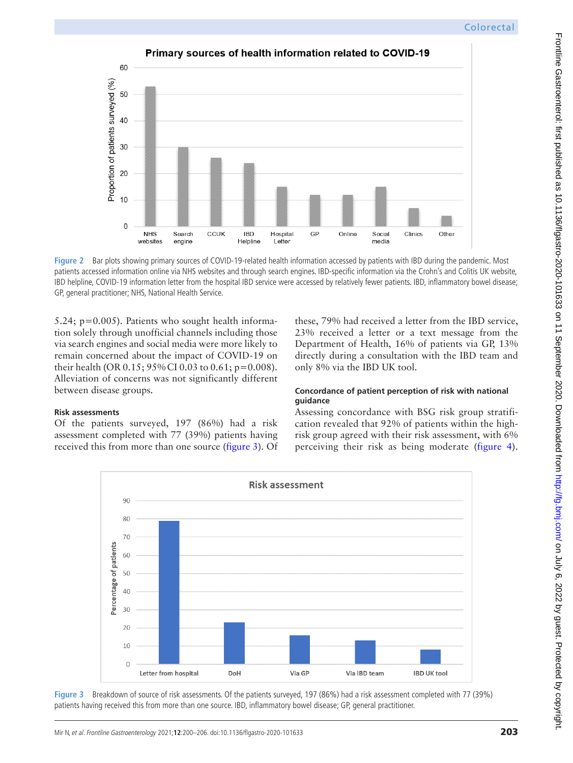Figure 2 Bar plots showing primary sources of COVID-19-related health information accessed by patients with IBD during the pandemic. Most patients accessed information online via NHS websites and through search engines. IBD-specific information via the Crohn's and Colitis UK website, IBD helpline, COVID-19 information letter from the hospital IBD service were accessed by relatively fewer patients. IBD, inflammatory bowel disease; GP, general practitioner; NHS, National Health Service.

5.24; p=0.005). Patients who sought health information solely through unofficial channels including those via search engines and social media were more likely to remain concerned about the impact of COVID-19 on their health (OR 0.15; 95% CI 0.03 to 0.61; p=0.008). Alleviation of concerns was not significantly different between disease groups.

#### Risk assessments

Of the patients surveyed, 197 (86%) had a risk assessment completed with 77 (39%) patients having received this from more than one source (figure 3). Of these, 79% had received a letter from the IBD service, 23% received a letter or a text message from the Department of Health, 16% of patients via GP, 13% directly during a consultation with the IBD team and only 8% via the IBD UK tool.

#### Concordance of patient perception of risk with national guidance

Assessing concordance with BSG risk group stratification revealed that 92% of patients within the high-risk group agreed with their risk assessment, with 6% perceiving their risk as being moderate (figure 4).

Figure 3 Breakdown of source of risk assessments. Of the patients surveyed, 197 (86%) had a risk assessment completed with 77 (39%) patients having received this from more than one source. IBD, inflammatory bowel disease; GP, general practitioner.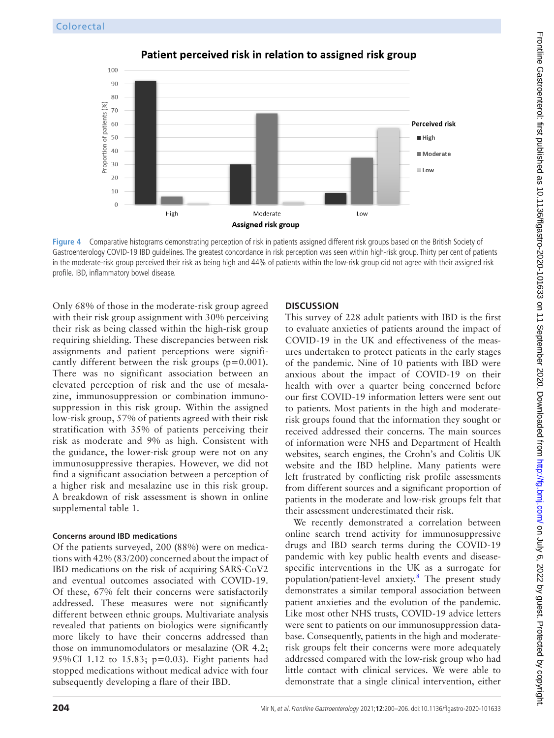Figure 4 Comparative histograms demonstrating perception of risk in patients assigned different risk groups based on the British Society of Gastroenterology COVID-19 IBD guidelines. The greatest concordance in risk perception was seen within high-risk group. Thirty per cent of patients in the moderate-risk group perceived their risk as being high and 44% of patients within the low-risk group did not agree with their assigned risk profile. IBD, inflammatory bowel disease.

Only 68% of those in the moderate-risk group agreed with their risk group assignment with 30% perceiving their risk as being classed within the high-risk group requiring shielding. These discrepancies between risk assignments and patient perceptions were significantly different between the risk groups (p=0.001). There was no significant association between an elevated perception of risk and the use of mesalazine, immunosuppression or combination immunosuppression in this risk group. Within the assigned low-risk group, 57% of patients agreed with their risk stratification with 35% of patients perceiving their risk as moderate and 9% as high. Consistent with the guidance, the lower-risk group were not on any immunosuppressive therapies. However, we did not find a significant association between a perception of a higher risk and mesalazine use in this risk group. A breakdown of risk assessment is shown in online supplemental table 1.

#### Concerns around IBD medications

Of the patients surveyed, 200 (88%) were on medications with 42% (83/200) concerned about the impact of IBD medications on the risk of acquiring SARS-CoV2 and eventual outcomes associated with COVID-19. Of these, 67% felt their concerns were satisfactorily addressed. These measures were not significantly different between ethnic groups. Multivariate analysis revealed that patients on biologics were significantly more likely to have their concerns addressed than those on immunomodulators or mesalazine (OR 4.2; 95% CI 1.12 to 15.83; p=0.03). Eight patients had stopped medications without medical advice with four subsequently developing a flare of their IBD.

## DISCUSSION

This survey of 228 adult patients with IBD is the first to evaluate anxieties of patients around the impact of COVID-19 in the UK and effectiveness of the measures undertaken to protect patients in the early stages of the pandemic. Nine of 10 patients with IBD were anxious about the impact of COVID-19 on their health with over a quarter being concerned before our first COVID-19 information letters were sent out to patients. Most patients in the high and moderate-risk groups found that the information they sought or received addressed their concerns. The main sources of information were NHS and Department of Health websites, search engines, the Crohn's and Colitis UK website and the IBD helpline. Many patients were left frustrated by conflicting risk profile assessments from different sources and a significant proportion of patients in the moderate and low-risk groups felt that their assessment underestimated their risk.

We recently demonstrated a correlation between online search trend activity for immunosuppressive drugs and IBD search terms during the COVID-19 pandemic with key public health events and disease-specific interventions in the UK as a surrogate for population/patient-level anxiety.[8] The present study demonstrates a similar temporal association between patient anxieties and the evolution of the pandemic. Like most other NHS trusts, COVID-19 advice letters were sent to patients on our immunosuppression database. Consequently, patients in the high and moderate-risk groups felt their concerns were more adequately addressed compared with the low-risk group who had little contact with clinical services. We were able to demonstrate that a single clinical intervention, either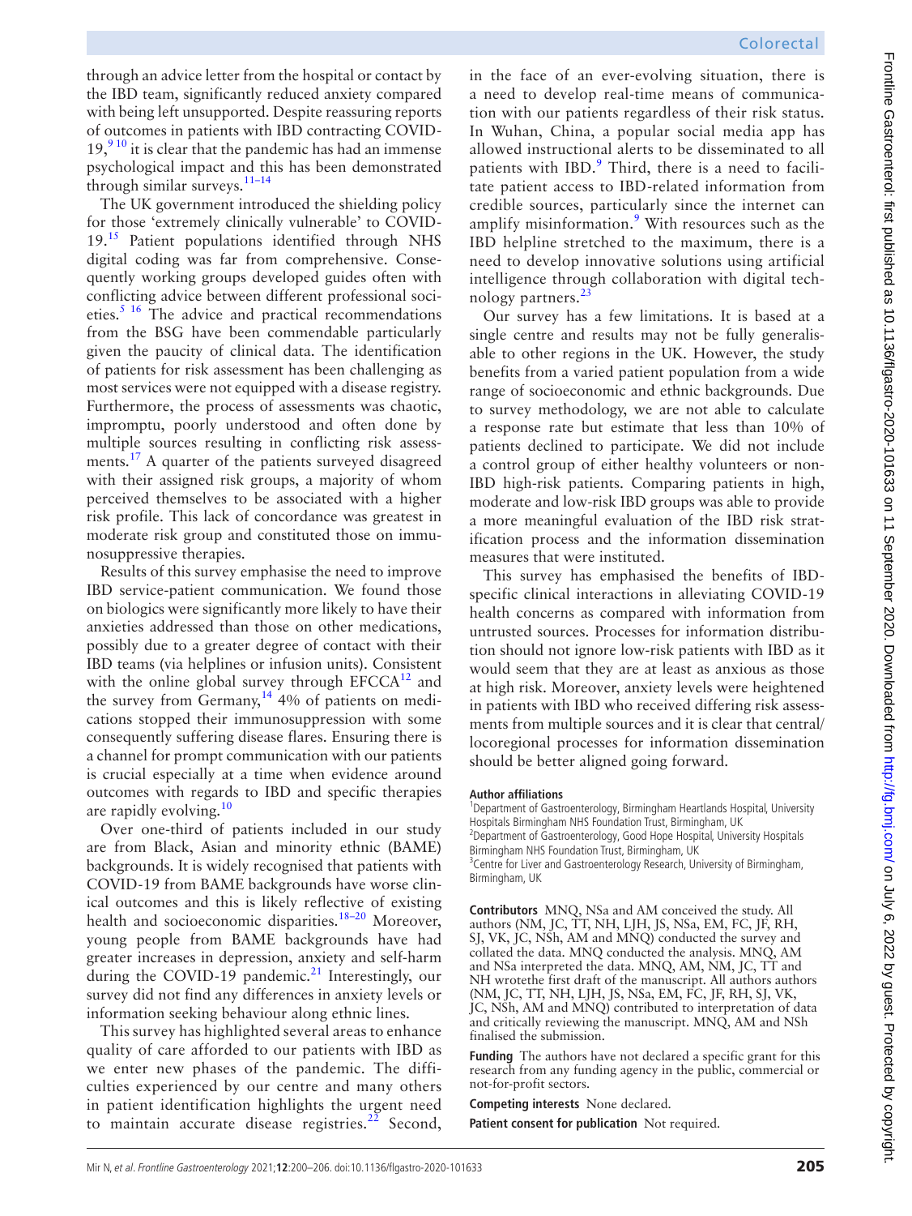through an advice letter from the hospital or contact by the IBD team, significantly reduced anxiety compared with being left unsupported. Despite reassuring reports of outcomes in patients with IBD contracting COVID-19,[9 10] it is clear that the pandemic has had an immense psychological impact and this has been demonstrated through similar surveys.[11–14]

The UK government introduced the shielding policy for those 'extremely clinically vulnerable' to COVID-19.[15] Patient populations identified through NHS digital coding was far from comprehensive. Consequently working groups developed guides often with conflicting advice between different professional societies.[5 16] The advice and practical recommendations from the BSG have been commendable particularly given the paucity of clinical data. The identification of patients for risk assessment has been challenging as most services were not equipped with a disease registry. Furthermore, the process of assessments was chaotic, impromptu, poorly understood and often done by multiple sources resulting in conflicting risk assessments.[17] A quarter of the patients surveyed disagreed with their assigned risk groups, a majority of whom perceived themselves to be associated with a higher risk profile. This lack of concordance was greatest in moderate risk group and constituted those on immunosuppressive therapies.

Results of this survey emphasise the need to improve IBD service-patient communication. We found those on biologics were significantly more likely to have their anxieties addressed than those on other medications, possibly due to a greater degree of contact with their IBD teams (via helplines or infusion units). Consistent with the online global survey through EFCCA[12] and the survey from Germany,[14] 4% of patients on medications stopped their immunosuppression with some consequently suffering disease flares. Ensuring there is a channel for prompt communication with our patients is crucial especially at a time when evidence around outcomes with regards to IBD and specific therapies are rapidly evolving.[10]

Over one-third of patients included in our study are from Black, Asian and minority ethnic (BAME) backgrounds. It is widely recognised that patients with COVID-19 from BAME backgrounds have worse clinical outcomes and this is likely reflective of existing health and socioeconomic disparities.[18–20] Moreover, young people from BAME backgrounds have had greater increases in depression, anxiety and self-harm during the COVID-19 pandemic.[21] Interestingly, our survey did not find any differences in anxiety levels or information seeking behaviour along ethnic lines.

This survey has highlighted several areas to enhance quality of care afforded to our patients with IBD as we enter new phases of the pandemic. The difficulties experienced by our centre and many others in patient identification highlights the urgent need to maintain accurate disease registries.[22] Second, in the face of an ever-evolving situation, there is a need to develop real-time means of communication with our patients regardless of their risk status. In Wuhan, China, a popular social media app has allowed instructional alerts to be disseminated to all patients with IBD.[9] Third, there is a need to facilitate patient access to IBD-related information from credible sources, particularly since the internet can amplify misinformation.[9] With resources such as the IBD helpline stretched to the maximum, there is a need to develop innovative solutions using artificial intelligence through collaboration with digital technology partners.[23]

Our survey has a few limitations. It is based at a single centre and results may not be fully generalisable to other regions in the UK. However, the study benefits from a varied patient population from a wide range of socioeconomic and ethnic backgrounds. Due to survey methodology, we are not able to calculate a response rate but estimate that less than 10% of patients declined to participate. We did not include a control group of either healthy volunteers or non-IBD high-risk patients. Comparing patients in high, moderate and low-risk IBD groups was able to provide a more meaningful evaluation of the IBD risk stratification process and the information dissemination measures that were instituted.

This survey has emphasised the benefits of IBD-specific clinical interactions in alleviating COVID-19 health concerns as compared with information from untrusted sources. Processes for information distribution should not ignore low-risk patients with IBD as it would seem that they are at least as anxious as those at high risk. Moreover, anxiety levels were heightened in patients with IBD who received differing risk assessments from multiple sources and it is clear that central/locoregional processes for information dissemination should be better aligned going forward.

**Author affiliations**
[1]Department of Gastroenterology, Birmingham Heartlands Hospital, University Hospitals Birmingham NHS Foundation Trust, Birmingham, UK
[2]Department of Gastroenterology, Good Hope Hospital, University Hospitals Birmingham NHS Foundation Trust, Birmingham, UK
[3]Centre for Liver and Gastroenterology Research, University of Birmingham, Birmingham, UK

**Contributors** MNQ, NSa and AM conceived the study. All authors (NM, JC, TT, NH, LJH, JS, NSa, EM, FC, JF, RH, SJ, VK, JC, NSh, AM and MNQ) conducted the survey and collated the data. MNQ conducted the analysis. MNQ, AM and NSa interpreted the data. MNQ, AM, NM, JC, TT and NH wrotethe first draft of the manuscript. All authors authors (NM, JC, TT, NH, LJH, JS, NSa, EM, FC, JF, RH, SJ, VK, JC, NSh, AM and MNQ) contributed to interpretation of data and critically reviewing the manuscript. MNQ, AM and NSh finalised the submission.

**Funding** The authors have not declared a specific grant for this research from any funding agency in the public, commercial or not-for-profit sectors.

**Competing interests** None declared.

**Patient consent for publication** Not required.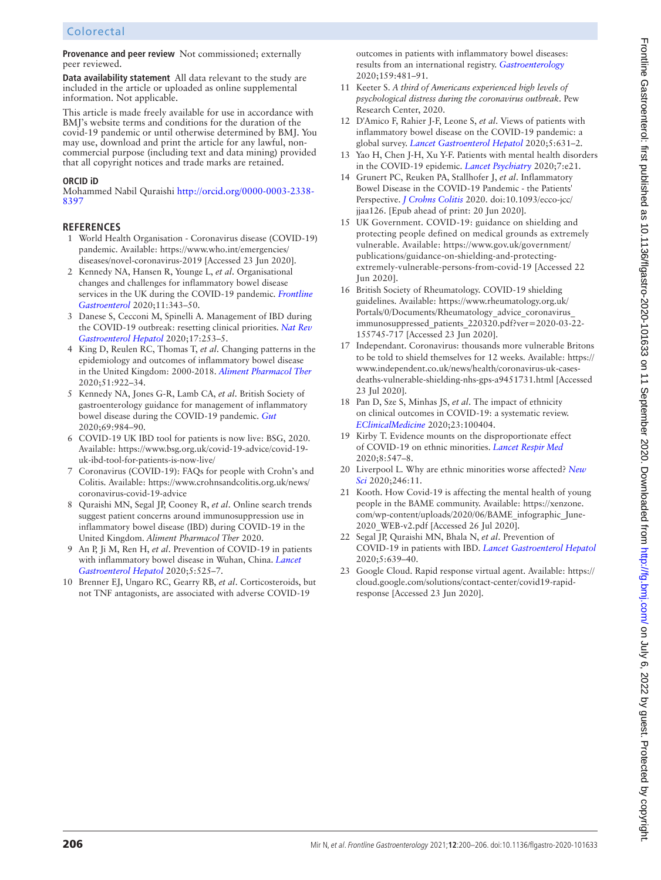**Provenance and peer review** Not commissioned; externally peer reviewed.

**Data availability statement** All data relevant to the study are included in the article or uploaded as online supplemental information. Not applicable.

This article is made freely available for use in accordance with BMJ's website terms and conditions for the duration of the covid-19 pandemic or until otherwise determined by BMJ. You may use, download and print the article for any lawful, non-commercial purpose (including text and data mining) provided that all copyright notices and trade marks are retained.

**ORCID iD**

Mohammed Nabil Quraishi http://orcid.org/0000-0003-2338-8397

## REFERENCES

1. World Health Organisation - Coronavirus disease (COVID-19) pandemic. Available: https://www.who.int/emergencies/diseases/novel-coronavirus-2019 [Accessed 23 Jun 2020].
2. Kennedy NA, Hansen R, Younge L, *et al*. Organisational changes and challenges for inflammatory bowel disease services in the UK during the COVID-19 pandemic. *Frontline Gastroenterol* 2020;11:343–50.
3. Danese S, Cecconi M, Spinelli A. Management of IBD during the COVID-19 outbreak: resetting clinical priorities. *Nat Rev Gastroenterol Hepatol* 2020;17:253–5.
4. King D, Reulen RC, Thomas T, *et al*. Changing patterns in the epidemiology and outcomes of inflammatory bowel disease in the United Kingdom: 2000-2018. *Aliment Pharmacol Ther* 2020;51:922–34.
5. Kennedy NA, Jones G-R, Lamb CA, *et al*. British Society of gastroenterology guidance for management of inflammatory bowel disease during the COVID-19 pandemic. *Gut* 2020;69:984–90.
6. COVID-19 UK IBD tool for patients is now live: BSG, 2020. Available: https://www.bsg.org.uk/covid-19-advice/covid-19-uk-ibd-tool-for-patients-is-now-live/
7. Coronavirus (COVID-19): FAQs for people with Crohn's and Colitis. Available: https://www.crohnsandcolitis.org.uk/news/coronavirus-covid-19-advice
8. Quraishi MN, Segal JP, Cooney R, *et al*. Online search trends suggest patient concerns around immunosuppression use in inflammatory bowel disease (IBD) during COVID-19 in the United Kingdom. *Aliment Pharmacol Ther* 2020.
9. An P, Ji M, Ren H, *et al*. Prevention of COVID-19 in patients with inflammatory bowel disease in Wuhan, China. *Lancet Gastroenterol Hepatol* 2020;5:525–7.
10. Brenner EJ, Ungaro RC, Gearry RB, *et al*. Corticosteroids, but not TNF antagonists, are associated with adverse COVID-19 outcomes in patients with inflammatory bowel diseases: results from an international registry. *Gastroenterology* 2020;159:481–91.
11. Keeter S. *A third of Americans experienced high levels of psychological distress during the coronavirus outbreak*. Pew Research Center, 2020.
12. D'Amico F, Rahier J-F, Leone S, *et al*. Views of patients with inflammatory bowel disease on the COVID-19 pandemic: a global survey. *Lancet Gastroenterol Hepatol* 2020;5:631–2.
13. Yao H, Chen J-H, Xu Y-F. Patients with mental health disorders in the COVID-19 epidemic. *Lancet Psychiatry* 2020;7:e21.
14. Grunert PC, Reuken PA, Stallhofer J, *et al*. Inflammatory Bowel Disease in the COVID-19 Pandemic - the Patients' Perspective. *J Crohns Colitis* 2020. doi:10.1093/ecco-jcc/jjaa126. [Epub ahead of print: 20 Jun 2020].
15. UK Government. COVID-19: guidance on shielding and protecting people defined on medical grounds as extremely vulnerable. Available: https://www.gov.uk/government/publications/guidance-on-shielding-and-protecting-extremely-vulnerable-persons-from-covid-19 [Accessed 22 Jun 2020].
16. British Society of Rheumatology. COVID-19 shielding guidelines. Available: https://www.rheumatology.org.uk/Portals/0/Documents/Rheumatology_advice_coronavirus_immunosuppressed_patients_220320.pdf?ver=2020-03-22-155745-717 [Accessed 23 Jun 2020].
17. Independant. Coronavirus: thousands more vulnerable Britons to be told to shield themselves for 12 weeks. Available: https://www.independent.co.uk/news/health/coronavirus-uk-cases-deaths-vulnerable-shielding-nhs-gps-a9451731.html [Accessed 23 Jul 2020].
18. Pan D, Sze S, Minhas JS, *et al*. The impact of ethnicity on clinical outcomes in COVID-19: a systematic review. *EClinicalMedicine* 2020;23:100404.
19. Kirby T. Evidence mounts on the disproportionate effect of COVID-19 on ethnic minorities. *Lancet Respir Med* 2020;8:547–8.
20. Liverpool L. Why are ethnic minorities worse affected? *New Sci* 2020;246:11.
21. Kooth. How Covid-19 is affecting the mental health of young people in the BAME community. Available: https://xenzone.com/wp-content/uploads/2020/06/BAME_infographic_June-2020_WEB-v2.pdf [Accessed 26 Jul 2020].
22. Segal JP, Quraishi MN, Bhala N, *et al*. Prevention of COVID-19 in patients with IBD. *Lancet Gastroenterol Hepatol* 2020;5:639–40.
23. Google Cloud. Rapid response virtual agent. Available: https://cloud.google.com/solutions/contact-center/covid19-rapid-response [Accessed 23 Jun 2020].